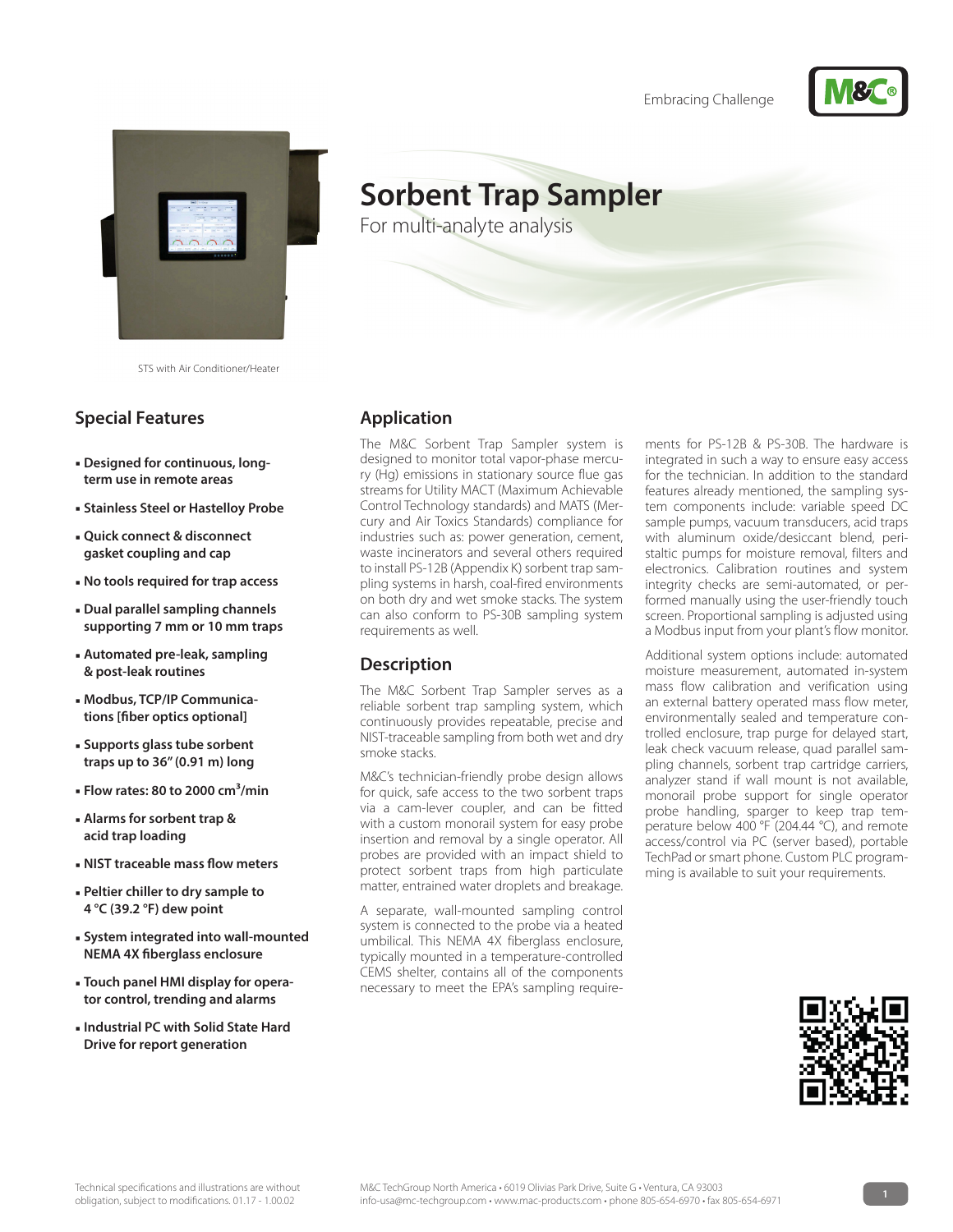Embracing Challenge

STS with Air Conditioner/Heater

# Sorbent Trap Sampler

For multi-analyte analysis

## Special Features

- **Designed for continuous, long-term use in remote areas**
- **Stainless Steel or Hastelloy Probe**
- **Quick connect & disconnect gasket coupling and cap**
- **No tools required for trap access**
- **Dual parallel sampling channels supporting 7 mm or 10 mm traps**
- **Automated pre-leak, sampling & post-leak routines**
- **Modbus, TCP/IP Communications [fiber optics optional]**
- **Supports glass tube sorbent traps up to 36" (0.91 m) long**
- **Flow rates: 80 to 2000 $cm^3$/min**
- **Alarms for sorbent trap & acid trap loading**
- **NIST traceable mass flow meters**
- **Peltier chiller to dry sample to 4 °C (39.2 °F) dew point**
- **System integrated into wall-mounted NEMA 4X fiberglass enclosure**
- **Touch panel HMI display for operator control, trending and alarms**
- **Industrial PC with Solid State Hard Drive for report generation**

## Application

The M&C Sorbent Trap Sampler system is designed to monitor total vapor-phase mercury (Hg) emissions in stationary source flue gas streams for Utility MACT (Maximum Achievable Control Technology standards) and MATS (Mercury and Air Toxics Standards) compliance for industries such as: power generation, cement, waste incinerators and several others required to install PS-12B (Appendix K) sorbent trap sampling systems in harsh, coal-fired environments on both dry and wet smoke stacks. The system can also conform to PS-30B sampling system requirements as well.

## Description

The M&C Sorbent Trap Sampler serves as a reliable sorbent trap sampling system, which continuously provides repeatable, precise and NIST-traceable sampling from both wet and dry smoke stacks.

M&C's technician-friendly probe design allows for quick, safe access to the two sorbent traps via a cam-lever coupler, and can be fitted with a custom monorail system for easy probe insertion and removal by a single operator. All probes are provided with an impact shield to protect sorbent traps from high particulate matter, entrained water droplets and breakage.

A separate, wall-mounted sampling control system is connected to the probe via a heated umbilical. This NEMA 4X fiberglass enclosure, typically mounted in a temperature-controlled CEMS shelter, contains all of the components necessary to meet the EPA's sampling requirements for PS-12B & PS-30B. The hardware is integrated in such a way to ensure easy access for the technician. In addition to the standard features already mentioned, the sampling system components include: variable speed DC sample pumps, vacuum transducers, acid traps with aluminum oxide/desiccant blend, peristaltic pumps for moisture removal, filters and electronics. Calibration routines and system integrity checks are semi-automated, or performed manually using the user-friendly touch screen. Proportional sampling is adjusted using a Modbus input from your plant's flow monitor.

Additional system options include: automated moisture measurement, automated in-system mass flow calibration and verification using an external battery operated mass flow meter, environmentally sealed and temperature controlled enclosure, trap purge for delayed start, leak check vacuum release, quad parallel sampling channels, sorbent trap cartridge carriers, analyzer stand if wall mount is not available, monorail probe support for single operator probe handling, sparger to keep trap temperature below 400 °F (204.44 °C), and remote access/control via PC (server based), portable TechPad or smart phone. Custom PLC programming is available to suit your requirements.

Technical specifications and illustrations are without obligation, subject to modifications. 01.17 - 1.00.02

M&C TechGroup North America • 6019 Olivias Park Drive, Suite G • Ventura, CA 93003
info-usa@mc-techgroup.com • www.mac-products.com • phone 805-654-6970 • fax 805-654-6971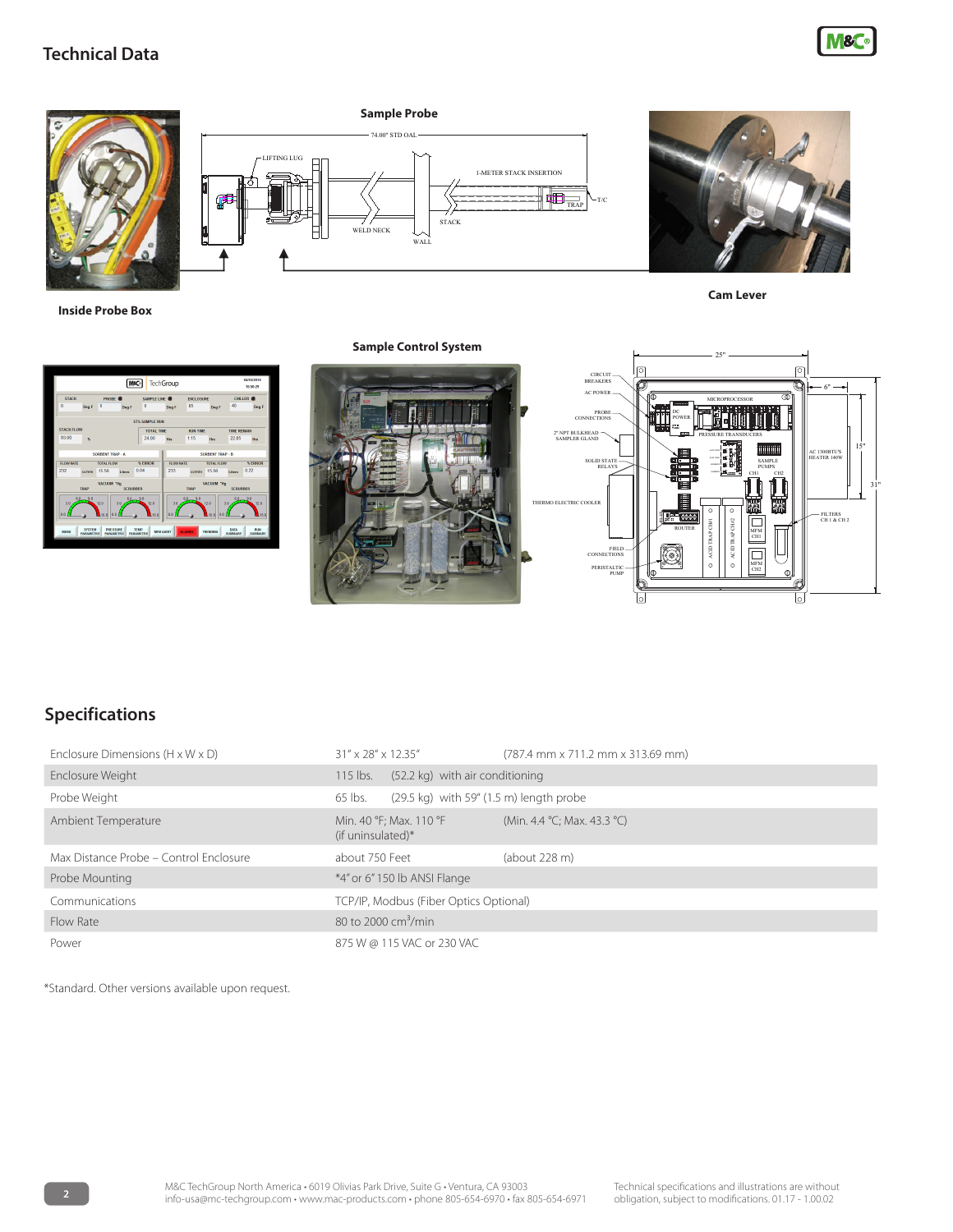## Technical Data

**Sample Probe**

74.00" STD OAL

LIFTING LUG

1-METER STACK INSERTION

TRAP

T/C

WELD NECK

STACK

WALL

**Inside Probe Box**

**Cam Lever**

**Sample Control System**

25"

6"

CIRCUIT BREAKERS

AC POWER

PROBE CONNECTIONS

2" NPT BULKHEAD SAMPLER GLAND

SOLID STATE RELAYS

THERMO ELECTRIC COOLER

FIELD CONNECTIONS

PERISTALTIC PUMP

MICROPROCESSOR

DC POWER

PRESSURE TRANSDUCERS

SAMPLE PUMPS

CH1 CH2

ROUTER

ACID TRAP CH1

ACID TRAP CH2

MFM CH1

MFM CH2

AC 1500BTU/S HEATER 140W

15"

31"

FILTERS CH 1 & CH 2

## Specifications

| | | |
|---|---|---|
| Enclosure Dimensions (H x W x D) | 31" x 28" x 12.35" | (787.4 mm x 711.2 mm x 313.69 mm) |
| Enclosure Weight | 115 lbs. (52.2 kg) with air conditioning | |
| Probe Weight | 65 lbs. (29.5 kg) with 59" (1.5 m) length probe | |
| Ambient Temperature | Min. 40 °F; Max. 110 °F (if uninsulated)* | (Min. 4.4 °C; Max. 43.3 °C) |
| Max Distance Probe – Control Enclosure | about 750 Feet | (about 228 m) |
| Probe Mounting | *4" or 6" 150 lb ANSI Flange | |
| Communications | TCP/IP, Modbus (Fiber Optics Optional) | |
| Flow Rate | 80 to 2000 $cm^3$/min | |
| Power | 875 W @ 115 VAC or 230 VAC | |

*Standard. Other versions available upon request.

M&C TechGroup North America • 6019 Olivias Park Drive, Suite G • Ventura, CA 93003
info-usa@mc-techgroup.com • www.mac-products.com • phone 805-654-6970 • fax 805-654-6971

Technical specifications and illustrations are without obligation, subject to modifications. 01.17 - 1.00.02